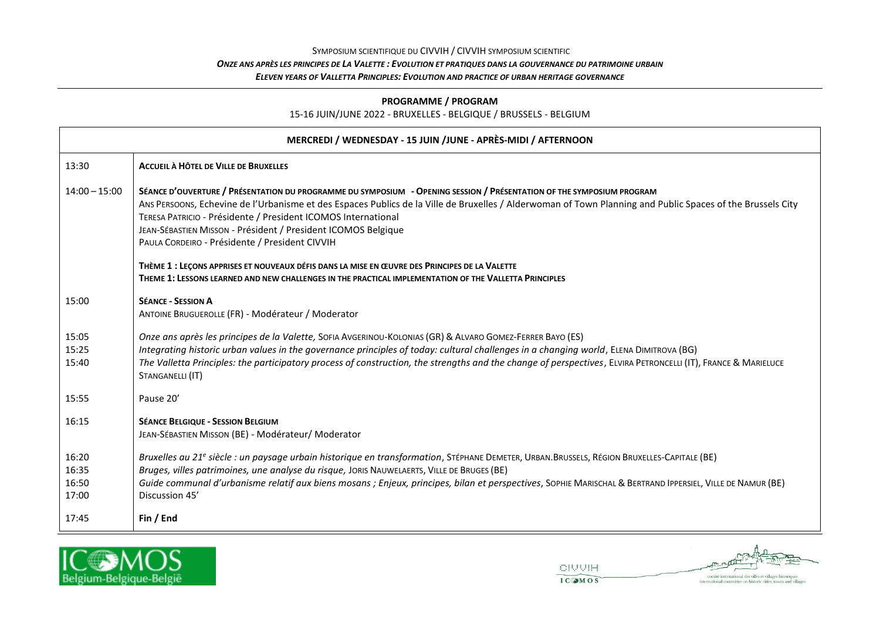SYMPOSIUM SCIENTIFIQUE DU CIVVIH / CIVVIH SYMPOSIUM SCIENTIFIC

***ONZE ANS APRÈS LES PRINCIPES DE LA VALETTE : EVOLUTION ET PRATIQUES DANS LA GOUVERNANCE DU PATRIMOINE URBAIN***

***ELEVEN YEARS OF VALLETTA PRINCIPLES: EVOLUTION AND PRACTICE OF URBAN HERITAGE GOVERNANCE***

**PROGRAMME / PROGRAM**

15-16 JUIN/JUNE 2022 - BRUXELLES - BELGIQUE / BRUSSELS - BELGIUM

| **MERCREDI / WEDNESDAY - 15 JUIN /JUNE - APRÈS-MIDI / AFTERNOON** | |
|---|---|
| 13:30 | **ACCUEIL À HÔTEL DE VILLE DE BRUXELLES** |
| 14:00 – 15:00 | **SÉANCE D'OUVERTURE / PRÉSENTATION DU PROGRAMME DU SYMPOSIUM - OPENING SESSION / PRÉSENTATION OF THE SYMPOSIUM PROGRAM**<br>ANS PERSOONS, Echevine de l'Urbanisme et des Espaces Publics de la Ville de Bruxelles / Alderwoman of Town Planning and Public Spaces of the Brussels City<br>TERESA PATRICIO - Présidente / President ICOMOS International<br>JEAN-SÉBASTIEN MISSON - Président / President ICOMOS Belgique<br>PAULA CORDEIRO - Présidente / President CIVVIH |
| | **THÈME 1 : LEÇONS APPRISES ET NOUVEAUX DÉFIS DANS LA MISE EN ŒUVRE DES PRINCIPES DE LA VALETTE**<br>**THEME 1: LESSONS LEARNED AND NEW CHALLENGES IN THE PRACTICAL IMPLEMENTATION OF THE VALLETTA PRINCIPLES** |
| 15:00 | **SÉANCE - SESSION A**<br>ANTOINE BRUGUEROLLE (FR) - Modérateur / Moderator |
| 15:05 | *Onze ans après les principes de la Valette,* SOFIA AVGERINOU-KOLONIAS (GR) & ALVARO GOMEZ-FERRER BAYO (ES) |
| 15:25 | *Integrating historic urban values in the governance principles of today: cultural challenges in a changing world*, ELENA DIMITROVA (BG) |
| 15:40 | *The Valletta Principles: the participatory process of construction, the strengths and the change of perspectives*, ELVIRA PETRONCELLI (IT), FRANCE & MARIELUCE STANGANELLI (IT) |
| 15:55 | Pause 20' |
| 16:15 | **SÉANCE BELGIQUE - SESSION BELGIUM**<br>JEAN-SÉBASTIEN MISSON (BE) - Modérateur/ Moderator |
| 16:20 | *Bruxelles au 21e siècle : un paysage urbain historique en transformation*, STÉPHANE DEMETER, URBAN.BRUSSELS, RÉGION BRUXELLES-CAPITALE (BE) |
| 16:35 | *Bruges, villes patrimoines, une analyse du risque,* JORIS NAUWELAERTS, VILLE DE BRUGES (BE) |
| 16:50 | *Guide communal d'urbanisme relatif aux biens mosans ; Enjeux, principes, bilan et perspectives*, SOPHIE MARISCHAL & BERTRAND IPPERSIEL, VILLE DE NAMUR (BE) |
| 17:00 | Discussion 45' |
| 17:45 | **Fin / End** |

ICOMOS Belgium-Belgique-België

CIVVIH ICOMOS – comité international des villes et villages historiques / international committee on historic cities, towns and villages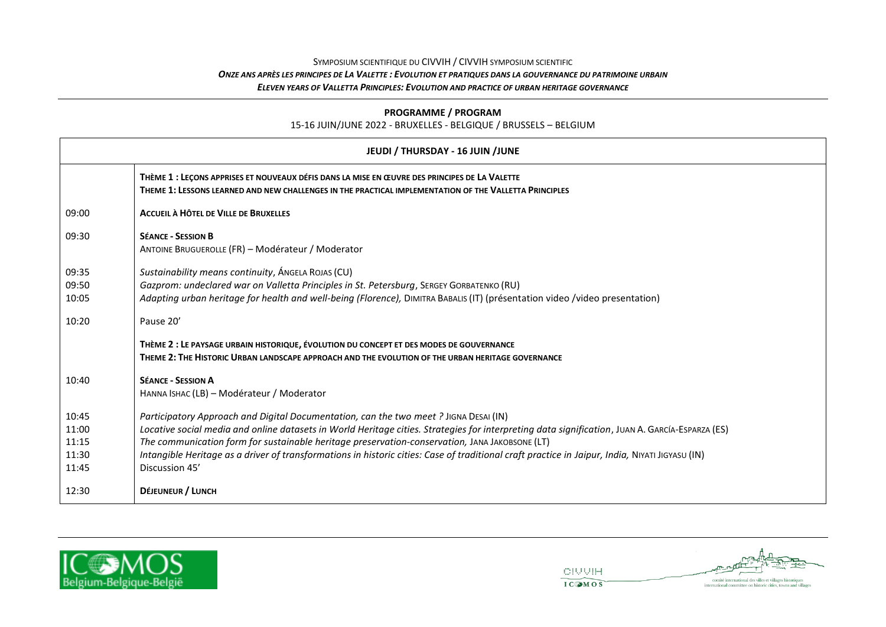SYMPOSIUM SCIENTIFIQUE DU CIVVIH / CIVVIH SYMPOSIUM SCIENTIFIC

***ONZE ANS APRÈS LES PRINCIPES DE LA VALETTE : EVOLUTION ET PRATIQUES DANS LA GOUVERNANCE DU PATRIMOINE URBAIN***

***ELEVEN YEARS OF VALLETTA PRINCIPLES: EVOLUTION AND PRACTICE OF URBAN HERITAGE GOVERNANCE***

**PROGRAMME / PROGRAM**

15-16 JUIN/JUNE 2022 - BRUXELLES - BELGIQUE / BRUSSELS – BELGIUM

| JEUDI / THURSDAY - 16 JUIN /JUNE | |
|---|---|
| | **THÈME 1 : LEÇONS APPRISES ET NOUVEAUX DÉFIS DANS LA MISE EN ŒUVRE DES PRINCIPES DE LA VALETTE**<br>**THEME 1: LESSONS LEARNED AND NEW CHALLENGES IN THE PRACTICAL IMPLEMENTATION OF THE VALLETTA PRINCIPLES** |
| 09:00 | **ACCUEIL À HÔTEL DE VILLE DE BRUXELLES** |
| 09:30 | **SÉANCE - SESSION B**<br>ANTOINE BRUGUEROLLE (FR) – Modérateur / Moderator |
| 09:35 | *Sustainability means continuity*, ÁNGELA ROJAS (CU) |
| 09:50 | *Gazprom: undeclared war on Valletta Principles in St. Petersburg*, SERGEY GORBATENKO (RU) |
| 10:05 | *Adapting urban heritage for health and well-being (Florence),* DIMITRA BABALIS (IT) (présentation video /video presentation) |
| 10:20 | Pause 20' |
| | **THÈME 2 : LE PAYSAGE URBAIN HISTORIQUE, ÉVOLUTION DU CONCEPT ET DES MODES DE GOUVERNANCE**<br>**THEME 2: THE HISTORIC URBAN LANDSCAPE APPROACH AND THE EVOLUTION OF THE URBAN HERITAGE GOVERNANCE** |
| 10:40 | **SÉANCE - SESSION A**<br>HANNA ISHAC (LB) – Modérateur / Moderator |
| 10:45 | *Participatory Approach and Digital Documentation, can the two meet ?* JIGNA DESAI (IN) |
| 11:00 | *Locative social media and online datasets in World Heritage cities. Strategies for interpreting data signification*, JUAN A. GARCÍA-ESPARZA (ES) |
| 11:15 | *The communication form for sustainable heritage preservation-conservation,* JANA JAKOBSONE (LT) |
| 11:30 | *Intangible Heritage as a driver of transformations in historic cities: Case of traditional craft practice in Jaipur, India,* NIYATI JIGYASU (IN) |
| 11:45 | Discussion 45' |
| 12:30 | **DÉJEUNEUR / LUNCH** |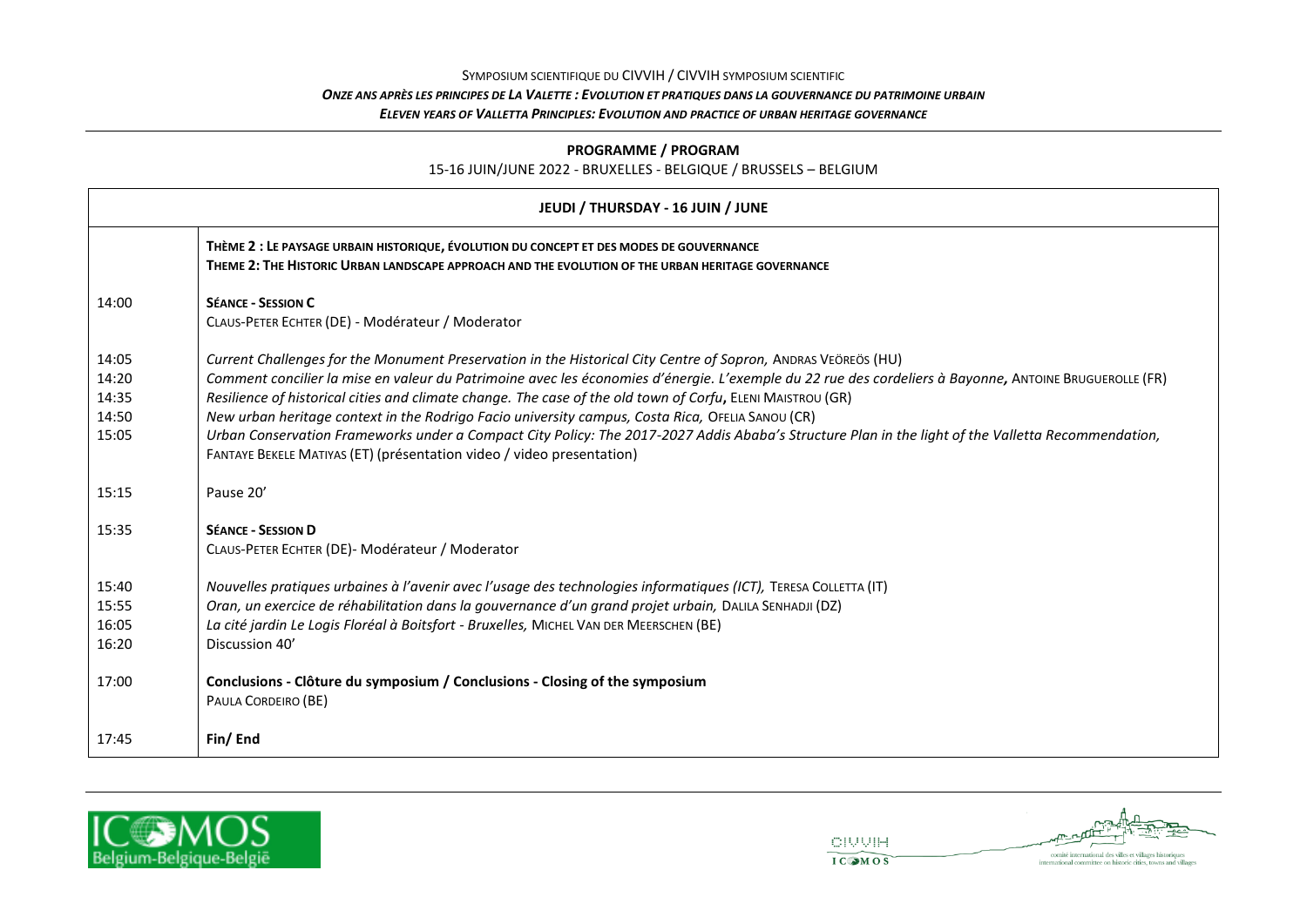SYMPOSIUM SCIENTIFIQUE DU CIVVIH / CIVVIH SYMPOSIUM SCIENTIFIC

***ONZE ANS APRÈS LES PRINCIPES DE LA VALETTE : EVOLUTION ET PRATIQUES DANS LA GOUVERNANCE DU PATRIMOINE URBAIN***

***ELEVEN YEARS OF VALLETTA PRINCIPLES: EVOLUTION AND PRACTICE OF URBAN HERITAGE GOVERNANCE***

**PROGRAMME / PROGRAM**

15-16 JUIN/JUNE 2022 - BRUXELLES - BELGIQUE / BRUSSELS – BELGIUM

| **JEUDI / THURSDAY - 16 JUIN / JUNE** | |
|---|---|
| | **THÈME 2 : LE PAYSAGE URBAIN HISTORIQUE, ÉVOLUTION DU CONCEPT ET DES MODES DE GOUVERNANCE**<br>**THEME 2: THE HISTORIC URBAN LANDSCAPE APPROACH AND THE EVOLUTION OF THE URBAN HERITAGE GOVERNANCE** |
| 14:00 | **SÉANCE - SESSION C**<br>CLAUS-PETER ECHTER (DE) - Modérateur / Moderator |
| 14:05 | *Current Challenges for the Monument Preservation in the Historical City Centre of Sopron,* ANDRAS VEÖREÖS (HU) |
| 14:20 | *Comment concilier la mise en valeur du Patrimoine avec les économies d'énergie. L'exemple du 22 rue des cordeliers à Bayonne,* ANTOINE BRUGUEROLLE (FR) |
| 14:35 | *Resilience of historical cities and climate change. The case of the old town of Corfu*, ELENI MAISTROU (GR) |
| 14:50 | *New urban heritage context in the Rodrigo Facio university campus, Costa Rica,* OFELIA SANOU (CR) |
| 15:05 | *Urban Conservation Frameworks under a Compact City Policy: The 2017-2027 Addis Ababa's Structure Plan in the light of the Valletta Recommendation,* FANTAYE BEKELE MATIYAS (ET) (présentation video / video presentation) |
| 15:15 | Pause 20' |
| 15:35 | **SÉANCE - SESSION D**<br>CLAUS-PETER ECHTER (DE)- Modérateur / Moderator |
| 15:40 | *Nouvelles pratiques urbaines à l'avenir avec l'usage des technologies informatiques (ICT),* TERESA COLLETTA (IT) |
| 15:55 | *Oran, un exercice de réhabilitation dans la gouvernance d'un grand projet urbain,* DALILA SENHADJI (DZ) |
| 16:05 | *La cité jardin Le Logis Floréal à Boitsfort - Bruxelles,* MICHEL VAN DER MEERSCHEN (BE) |
| 16:20 | Discussion 40' |
| 17:00 | **Conclusions - Clôture du symposium / Conclusions - Closing of the symposium**<br>PAULA CORDEIRO (BE) |
| 17:45 | **Fin/ End** |

ICOMOS Belgium-Belgique-België

CIVVIH ICOMOS

comité international des villes et villages historiques
international committee on historic cities, towns and villages